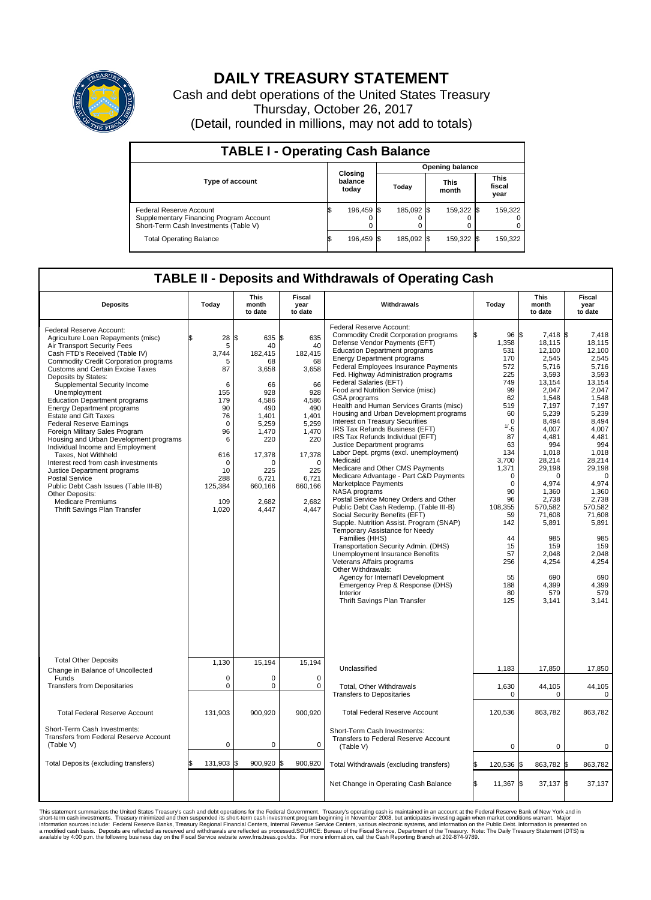# DAILY TREASURY STATEMENT

Cash and debt operations of the United States Treasury

Thursday, October 26, 2017

(Detail, rounded in millions, may not add to totals)

## TABLE I - Operating Cash Balance

| Type of account | Closing balance today | Opening balance Today | Opening balance This month | Opening balance This fiscal year |
|---|---|---|---|---|
| Federal Reserve Account | $ 196,459 | $ 185,092 | $ 159,322 | $ 159,322 |
| Supplementary Financing Program Account | 0 | 0 | 0 | 0 |
| Short-Term Cash Investments (Table V) | 0 | 0 | 0 | 0 |
| Total Operating Balance | $ 196,459 | $ 185,092 | $ 159,322 | $ 159,322 |

## TABLE II - Deposits and Withdrawals of Operating Cash

| Deposits | Today | This month to date | Fiscal year to date |
|---|---|---|---|
| Federal Reserve Account: | | | |
| Agriculture Loan Repayments (misc) | $ 28 | $ 635 | $ 635 |
| Air Transport Security Fees | 5 | 40 | 40 |
| Cash FTD's Received (Table IV) | 3,744 | 182,415 | 182,415 |
| Commodity Credit Corporation programs | 5 | 68 | 68 |
| Customs and Certain Excise Taxes | 87 | 3,658 | 3,658 |
| Deposits by States: | | | |
| Supplemental Security Income | 6 | 66 | 66 |
| Unemployment | 155 | 928 | 928 |
| Education Department programs | 179 | 4,586 | 4,586 |
| Energy Department programs | 90 | 490 | 490 |
| Estate and Gift Taxes | 76 | 1,401 | 1,401 |
| Federal Reserve Earnings | 0 | 5,259 | 5,259 |
| Foreign Military Sales Program | 96 | 1,470 | 1,470 |
| Housing and Urban Development programs | 6 | 220 | 220 |
| Individual Income and Employment Taxes, Not Withheld | 616 | 17,378 | 17,378 |
| Interest recd from cash investments | 0 | 0 | 0 |
| Justice Department programs | 10 | 225 | 225 |
| Postal Service | 288 | 6,721 | 6,721 |
| Public Debt Cash Issues (Table III-B) | 125,384 | 660,166 | 660,166 |
| Other Deposits: | | | |
| Medicare Premiums | 109 | 2,682 | 2,682 |
| Thrift Savings Plan Transfer | 1,020 | 4,447 | 4,447 |
| Total Other Deposits | 1,130 | 15,194 | 15,194 |
| Change in Balance of Uncollected Funds | 0 | 0 | 0 |
| Transfers from Depositaries | 0 | 0 | 0 |
| Total Federal Reserve Account | 131,903 | 900,920 | 900,920 |
| Short-Term Cash Investments: Transfers from Federal Reserve Account (Table V) | 0 | 0 | 0 |
| Total Deposits (excluding transfers) | $ 131,903 | $ 900,920 | $ 900,920 |

| Withdrawals | Today | This month to date | Fiscal year to date |
|---|---|---|---|
| Federal Reserve Account: | | | |
| Commodity Credit Corporation programs | $ 96 | $ 7,418 | $ 7,418 |
| Defense Vendor Payments (EFT) | 1,358 | 18,115 | 18,115 |
| Education Department programs | 531 | 12,100 | 12,100 |
| Energy Department programs | 170 | 2,545 | 2,545 |
| Federal Employees Insurance Payments | 572 | 5,716 | 5,716 |
| Fed. Highway Administration programs | 225 | 3,593 | 3,593 |
| Federal Salaries (EFT) | 749 | 13,154 | 13,154 |
| Food and Nutrition Service (misc) | 99 | 2,047 | 2,047 |
| GSA programs | 62 | 1,548 | 1,548 |
| Health and Human Services Grants (misc) | 519 | 7,197 | 7,197 |
| Housing and Urban Development programs | 60 | 5,239 | 5,239 |
| Interest on Treasury Securities | 0 | 8,494 | 8,494 |
| IRS Tax Refunds Business (EFT) | 1/ -5 | 4,007 | 4,007 |
| IRS Tax Refunds Individual (EFT) | 87 | 4,481 | 4,481 |
| Justice Department programs | 63 | 994 | 994 |
| Labor Dept. prgms (excl. unemployment) | 134 | 1,018 | 1,018 |
| Medicaid | 3,700 | 28,214 | 28,214 |
| Medicare and Other CMS Payments | 1,371 | 29,198 | 29,198 |
| Medicare Advantage - Part C&D Payments | 0 | 0 | 0 |
| Marketplace Payments | 0 | 4,974 | 4,974 |
| NASA programs | 90 | 1,360 | 1,360 |
| Postal Service Money Orders and Other | 96 | 2,738 | 2,738 |
| Public Debt Cash Redemp. (Table III-B) | 108,355 | 570,582 | 570,582 |
| Social Security Benefits (EFT) | 59 | 71,608 | 71,608 |
| Supple. Nutrition Assist. Program (SNAP) | 142 | 5,891 | 5,891 |
| Temporary Assistance for Needy Families (HHS) | 44 | 985 | 985 |
| Transportation Security Admin. (DHS) | 15 | 159 | 159 |
| Unemployment Insurance Benefits | 57 | 2,048 | 2,048 |
| Veterans Affairs programs | 256 | 4,254 | 4,254 |
| Other Withdrawals: | | | |
| Agency for Internat'l Development | 55 | 690 | 690 |
| Emergency Prep & Response (DHS) | 188 | 4,399 | 4,399 |
| Interior | 80 | 579 | 579 |
| Thrift Savings Plan Transfer | 125 | 3,141 | 3,141 |
| Unclassified | 1,183 | 17,850 | 17,850 |
| Total, Other Withdrawals | 1,630 | 44,105 | 44,105 |
| Transfers to Depositaries | 0 | 0 | 0 |
| Total Federal Reserve Account | 120,536 | 863,782 | 863,782 |
| Short-Term Cash Investments: Transfers to Federal Reserve Account (Table V) | 0 | 0 | 0 |
| Total Withdrawals (excluding transfers) | $ 120,536 | $ 863,782 | $ 863,782 |
| Net Change in Operating Cash Balance | $ 11,367 | $ 37,137 | $ 37,137 |

This statement summarizes the United States Treasury's cash and debt operations for the Federal Government. Treasury's operating cash is maintained in an account at the Federal Reserve Bank of New York and in short-term cash investments. Treasury minimized and then suspended its short-term cash investment program beginning in November 2008, but anticipates investing again when market conditions warrant. Major information sources include: Federal Reserve Banks, Treasury Regional Financial Centers, Internal Revenue Service Centers, various electronic systems, and information on the Public Debt. Information is presented on a modified cash basis. Deposits are reflected as received and withdrawals are reflected as processed.SOURCE: Bureau of the Fiscal Service, Department of the Treasury. Note: The Daily Treasury Statement (DTS) is available by 4:00 p.m. the following business day on the Fiscal Service website www.fms.treas.gov/dts. For more information, call the Cash Reporting Branch at 202-874-9789.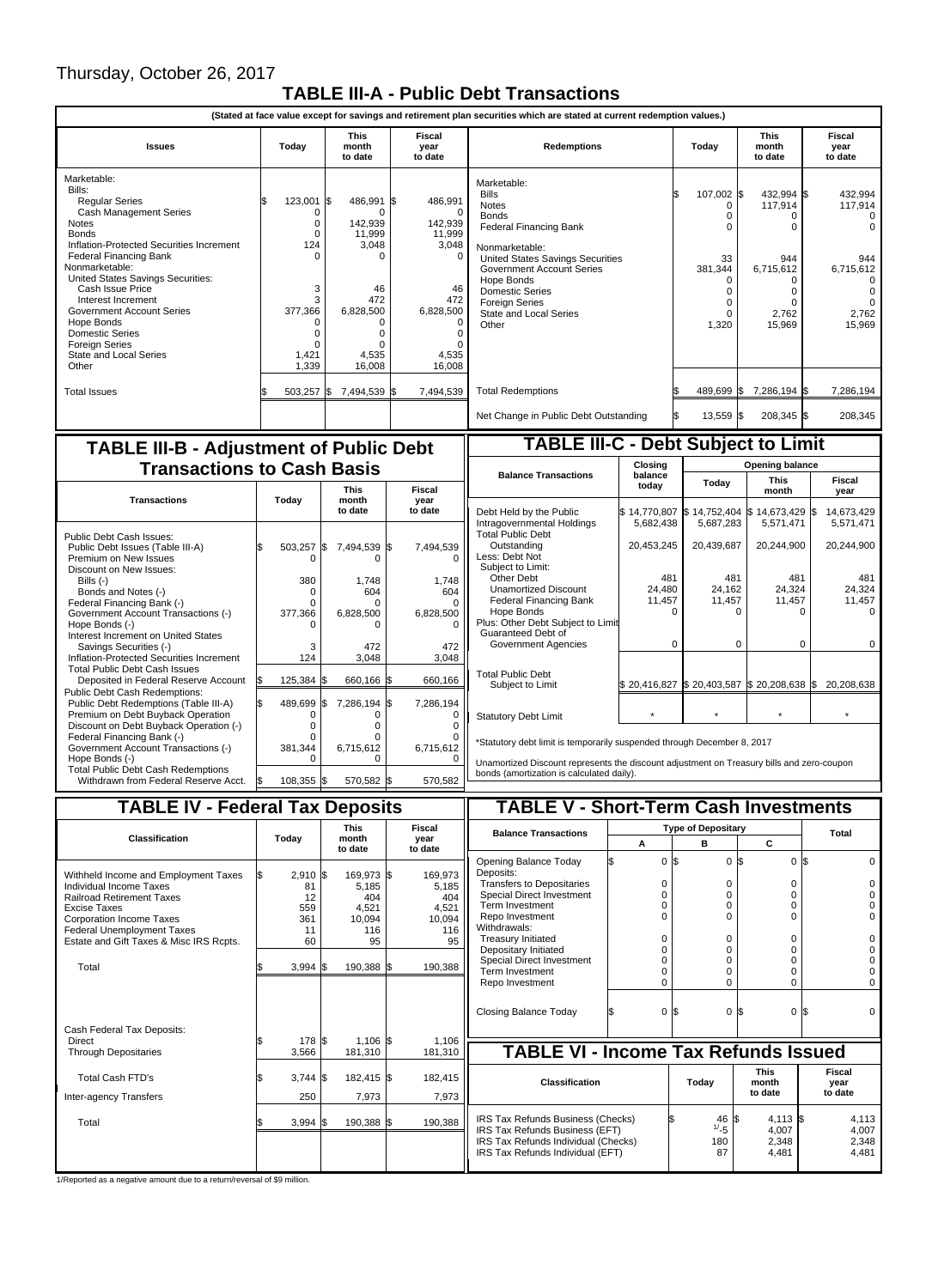Thursday, October 26, 2017

# TABLE III-A - Public Debt Transactions

(Stated at face value except for savings and retirement plan securities which are stated at current redemption values.)

| Issues | Today | This month to date | Fiscal year to date |
|---|---|---|---|
| Marketable: | | | |
| Bills: | | | |
| Regular Series | $ 123,001 | $ 486,991 | $ 486,991 |
| Cash Management Series | 0 | 0 | 0 |
| Notes | 0 | 142,939 | 142,939 |
| Bonds | 0 | 11,999 | 11,999 |
| Inflation-Protected Securities Increment | 124 | 3,048 | 3,048 |
| Federal Financing Bank | 0 | 0 | 0 |
| Nonmarketable: | | | |
| United States Savings Securities: | | | |
| Cash Issue Price | 3 | 46 | 46 |
| Interest Increment | 3 | 472 | 472 |
| Government Account Series | 377,366 | 6,828,500 | 6,828,500 |
| Hope Bonds | 0 | 0 | 0 |
| Domestic Series | 0 | 0 | 0 |
| Foreign Series | 0 | 0 | 0 |
| State and Local Series | 1,421 | 4,535 | 4,535 |
| Other | 1,339 | 16,008 | 16,008 |
| Total Issues | $ 503,257 | $ 7,494,539 | $ 7,494,539 |

| Redemptions | Today | This month to date | Fiscal year to date |
|---|---|---|---|
| Marketable: | | | |
| Bills | $ 107,002 | $ 432,994 | $ 432,994 |
| Notes | 0 | 117,914 | 117,914 |
| Bonds | 0 | 0 | 0 |
| Federal Financing Bank | 0 | 0 | 0 |
| Nonmarketable: | | | |
| United States Savings Securities | 33 | 944 | 944 |
| Government Account Series | 381,344 | 6,715,612 | 6,715,612 |
| Hope Bonds | 0 | 0 | 0 |
| Domestic Series | 0 | 0 | 0 |
| Foreign Series | 0 | 0 | 0 |
| State and Local Series | 0 | 2,762 | 2,762 |
| Other | 1,320 | 15,969 | 15,969 |
| Total Redemptions | $ 489,699 | $ 7,286,194 | $ 7,286,194 |
| Net Change in Public Debt Outstanding | $ 13,559 | $ 208,345 | $ 208,345 |

# TABLE III-B - Adjustment of Public Debt Transactions to Cash Basis

| Transactions | Today | This month to date | Fiscal year to date |
|---|---|---|---|
| Public Debt Cash Issues: | | | |
| Public Debt Issues (Table III-A) | $ 503,257 | $ 7,494,539 | $ 7,494,539 |
| Premium on New Issues | 0 | 0 | 0 |
| Discount on New Issues: | | | |
| Bills (-) | 380 | 1,748 | 1,748 |
| Bonds and Notes (-) | 0 | 604 | 604 |
| Federal Financing Bank (-) | 0 | 0 | 0 |
| Government Account Transactions (-) | 377,366 | 6,828,500 | 6,828,500 |
| Hope Bonds (-) | 0 | 0 | 0 |
| Interest Increment on United States Savings Securities (-) | 3 | 472 | 472 |
| Inflation-Protected Securities Increment | 124 | 3,048 | 3,048 |
| Total Public Debt Cash Issues Deposited in Federal Reserve Account | $ 125,384 | $ 660,166 | $ 660,166 |
| Public Debt Cash Redemptions: | | | |
| Public Debt Redemptions (Table III-A) | $ 489,699 | $ 7,286,194 | $ 7,286,194 |
| Premium on Debt Buyback Operation | 0 | 0 | 0 |
| Discount on Debt Buyback Operation (-) | 0 | 0 | 0 |
| Federal Financing Bank (-) | 0 | 0 | 0 |
| Government Account Transactions (-) | 381,344 | 6,715,612 | 6,715,612 |
| Hope Bonds (-) | 0 | 0 | 0 |
| Total Public Debt Cash Redemptions Withdrawn from Federal Reserve Acct. | $ 108,355 | $ 570,582 | $ 570,582 |

# TABLE III-C - Debt Subject to Limit

| Balance Transactions | Closing balance today | Opening balance Today | Opening balance This month | Opening balance Fiscal year |
|---|---|---|---|---|
| Debt Held by the Public | $ 14,770,807 | $ 14,752,404 | $ 14,673,429 | $ 14,673,429 |
| Intragovernmental Holdings | 5,682,438 | 5,687,283 | 5,571,471 | 5,571,471 |
| Total Public Debt Outstanding | 20,453,245 | 20,439,687 | 20,244,900 | 20,244,900 |
| Less: Debt Not Subject to Limit: | | | | |
| Other Debt | 481 | 481 | 481 | 481 |
| Unamortized Discount | 24,480 | 24,162 | 24,324 | 24,324 |
| Federal Financing Bank | 11,457 | 11,457 | 11,457 | 11,457 |
| Hope Bonds | 0 | 0 | 0 | 0 |
| Plus: Other Debt Subject to Limit | | | | |
| Guaranteed Debt of Government Agencies | 0 | 0 | 0 | 0 |
| Total Public Debt Subject to Limit | $ 20,416,827 | $ 20,403,587 | $ 20,208,638 | $ 20,208,638 |
| Statutory Debt Limit | * | * | * | * |

*Statutory debt limit is temporarily suspended through December 8, 2017

Unamortized Discount represents the discount adjustment on Treasury bills and zero-coupon bonds (amortization is calculated daily).

# TABLE IV - Federal Tax Deposits

| Classification | Today | This month to date | Fiscal year to date |
|---|---|---|---|
| Withheld Income and Employment Taxes | $ 2,910 | $ 169,973 | $ 169,973 |
| Individual Income Taxes | 81 | 5,185 | 5,185 |
| Railroad Retirement Taxes | 12 | 404 | 404 |
| Excise Taxes | 559 | 4,521 | 4,521 |
| Corporation Income Taxes | 361 | 10,094 | 10,094 |
| Federal Unemployment Taxes | 11 | 116 | 116 |
| Estate and Gift Taxes & Misc IRS Rcpts. | 60 | 95 | 95 |
| Total | $ 3,994 | $ 190,388 | $ 190,388 |
| Cash Federal Tax Deposits: | | | |
| Direct | $ 178 | $ 1,106 | $ 1,106 |
| Through Depositaries | 3,566 | 181,310 | 181,310 |
| Total Cash FTD's | $ 3,744 | $ 182,415 | $ 182,415 |
| Inter-agency Transfers | 250 | 7,973 | 7,973 |
| Total | $ 3,994 | $ 190,388 | $ 190,388 |

# TABLE V - Short-Term Cash Investments

| Balance Transactions | Type of Depositary A | Type of Depositary B | Type of Depositary C | Total |
|---|---|---|---|---|
| Opening Balance Today | $ 0 | $ 0 | $ 0 | $ 0 |
| Deposits: | | | | |
| Transfers to Depositaries | 0 | 0 | 0 | 0 |
| Special Direct Investment | 0 | 0 | 0 | 0 |
| Term Investment | 0 | 0 | 0 | 0 |
| Repo Investment | 0 | 0 | 0 | 0 |
| Withdrawals: | | | | |
| Treasury Initiated | 0 | 0 | 0 | 0 |
| Depositary Initiated | 0 | 0 | 0 | 0 |
| Special Direct Investment | 0 | 0 | 0 | 0 |
| Term Investment | 0 | 0 | 0 | 0 |
| Repo Investment | 0 | 0 | 0 | 0 |
| Closing Balance Today | $ 0 | $ 0 | $ 0 | $ 0 |

# TABLE VI - Income Tax Refunds Issued

| Classification | Today | This month to date | Fiscal year to date |
|---|---|---|---|
| IRS Tax Refunds Business (Checks) | $ 46 | $ 4,113 | $ 4,113 |
| IRS Tax Refunds Business (EFT) | 1/ -5 | 4,007 | 4,007 |
| IRS Tax Refunds Individual (Checks) | 180 | 2,348 | 2,348 |
| IRS Tax Refunds Individual (EFT) | 87 | 4,481 | 4,481 |

1/Reported as a negative amount due to a return/reversal of $9 million.